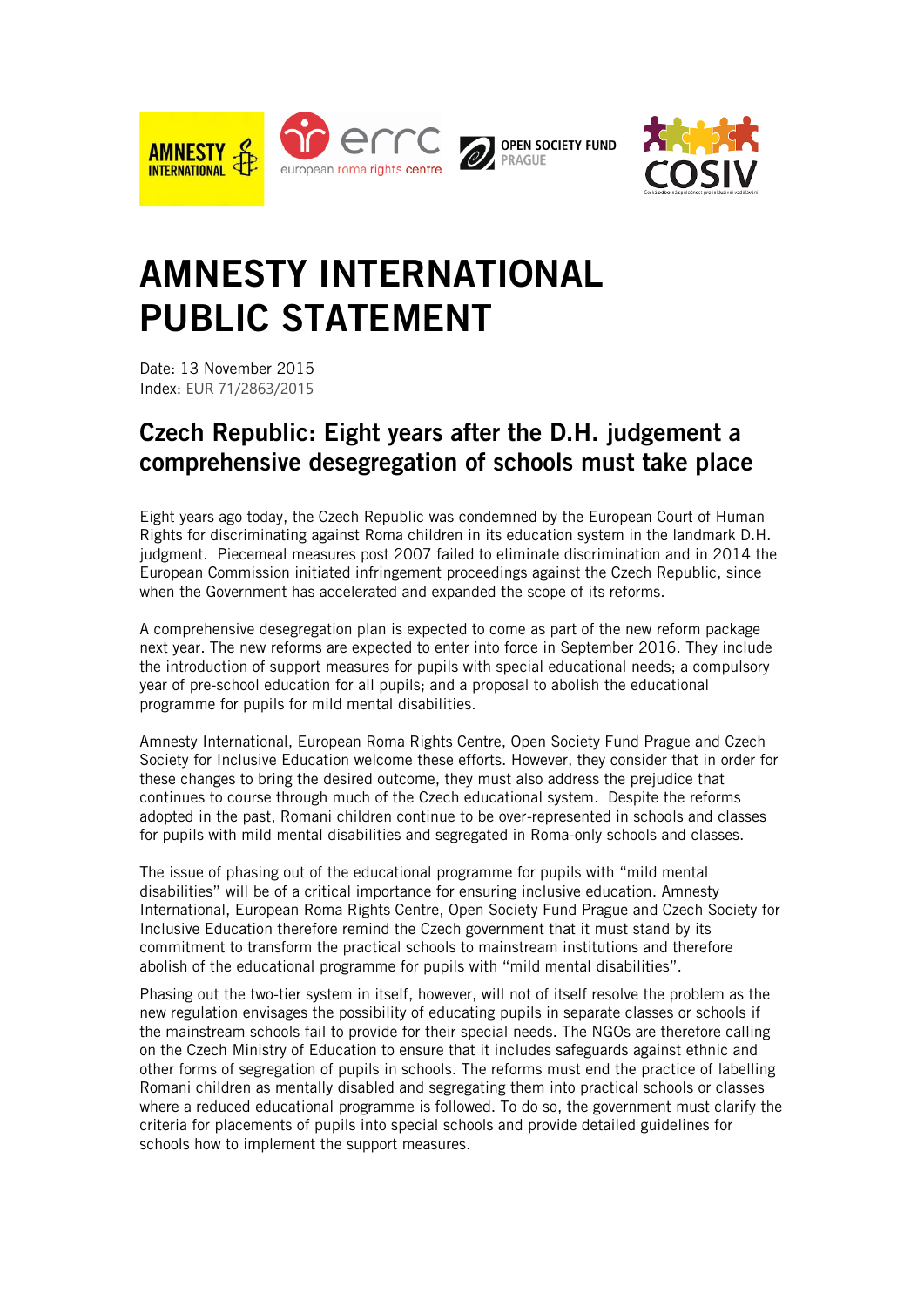# AMNESTY INTERNATIONAL PUBLIC STATEMENT

Date: 13 November 2015
Index: EUR 71/2863/2015

## Czech Republic: Eight years after the D.H. judgement a comprehensive desegregation of schools must take place

Eight years ago today, the Czech Republic was condemned by the European Court of Human Rights for discriminating against Roma children in its education system in the landmark D.H. judgment. Piecemeal measures post 2007 failed to eliminate discrimination and in 2014 the European Commission initiated infringement proceedings against the Czech Republic, since when the Government has accelerated and expanded the scope of its reforms.

A comprehensive desegregation plan is expected to come as part of the new reform package next year. The new reforms are expected to enter into force in September 2016. They include the introduction of support measures for pupils with special educational needs; a compulsory year of pre-school education for all pupils; and a proposal to abolish the educational programme for pupils for mild mental disabilities.

Amnesty International, European Roma Rights Centre, Open Society Fund Prague and Czech Society for Inclusive Education welcome these efforts. However, they consider that in order for these changes to bring the desired outcome, they must also address the prejudice that continues to course through much of the Czech educational system. Despite the reforms adopted in the past, Romani children continue to be over-represented in schools and classes for pupils with mild mental disabilities and segregated in Roma-only schools and classes.

The issue of phasing out of the educational programme for pupils with "mild mental disabilities" will be of a critical importance for ensuring inclusive education. Amnesty International, European Roma Rights Centre, Open Society Fund Prague and Czech Society for Inclusive Education therefore remind the Czech government that it must stand by its commitment to transform the practical schools to mainstream institutions and therefore abolish of the educational programme for pupils with "mild mental disabilities".

Phasing out the two-tier system in itself, however, will not of itself resolve the problem as the new regulation envisages the possibility of educating pupils in separate classes or schools if the mainstream schools fail to provide for their special needs. The NGOs are therefore calling on the Czech Ministry of Education to ensure that it includes safeguards against ethnic and other forms of segregation of pupils in schools. The reforms must end the practice of labelling Romani children as mentally disabled and segregating them into practical schools or classes where a reduced educational programme is followed. To do so, the government must clarify the criteria for placements of pupils into special schools and provide detailed guidelines for schools how to implement the support measures.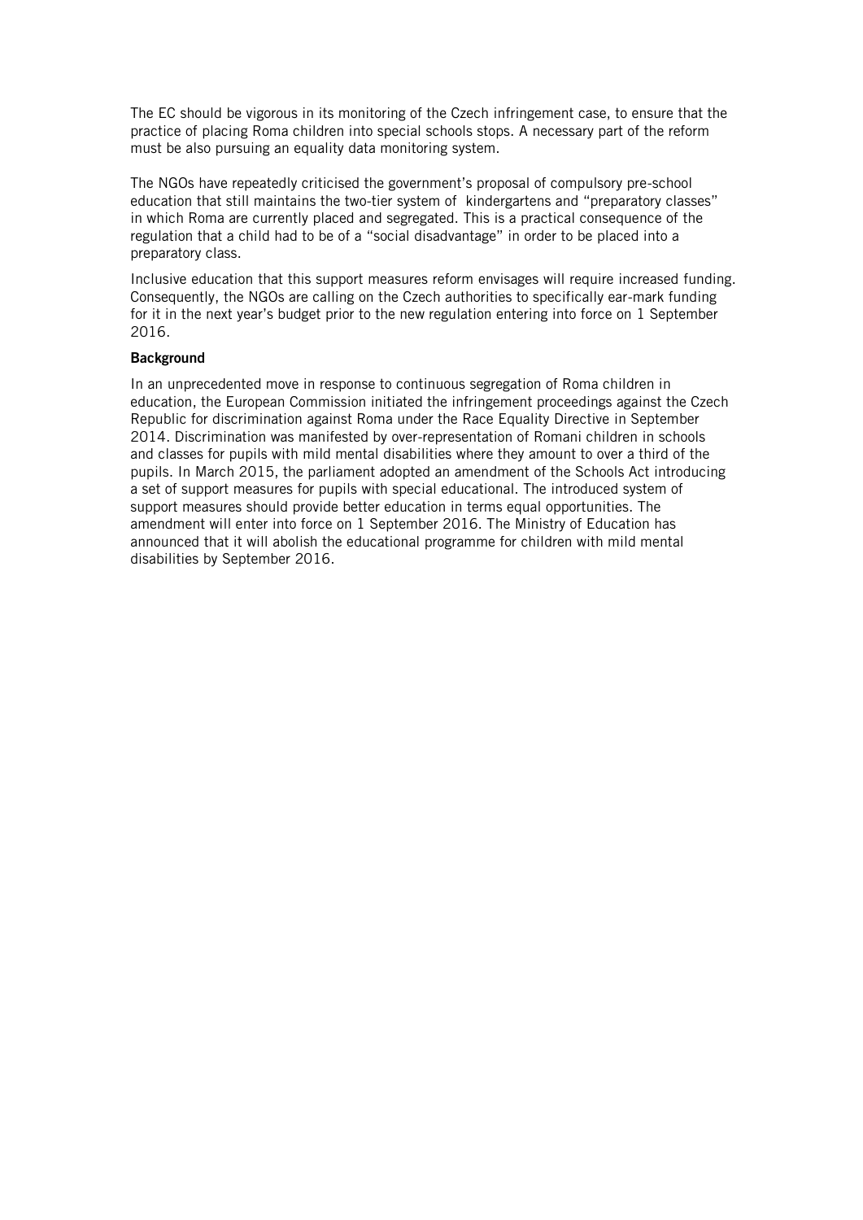The EC should be vigorous in its monitoring of the Czech infringement case, to ensure that the practice of placing Roma children into special schools stops. A necessary part of the reform must be also pursuing an equality data monitoring system.

The NGOs have repeatedly criticised the government's proposal of compulsory pre-school education that still maintains the two-tier system of kindergartens and "preparatory classes" in which Roma are currently placed and segregated. This is a practical consequence of the regulation that a child had to be of a "social disadvantage" in order to be placed into a preparatory class.

Inclusive education that this support measures reform envisages will require increased funding. Consequently, the NGOs are calling on the Czech authorities to specifically ear-mark funding for it in the next year's budget prior to the new regulation entering into force on 1 September 2016.

**Background**

In an unprecedented move in response to continuous segregation of Roma children in education, the European Commission initiated the infringement proceedings against the Czech Republic for discrimination against Roma under the Race Equality Directive in September 2014. Discrimination was manifested by over-representation of Romani children in schools and classes for pupils with mild mental disabilities where they amount to over a third of the pupils. In March 2015, the parliament adopted an amendment of the Schools Act introducing a set of support measures for pupils with special educational. The introduced system of support measures should provide better education in terms equal opportunities. The amendment will enter into force on 1 September 2016. The Ministry of Education has announced that it will abolish the educational programme for children with mild mental disabilities by September 2016.